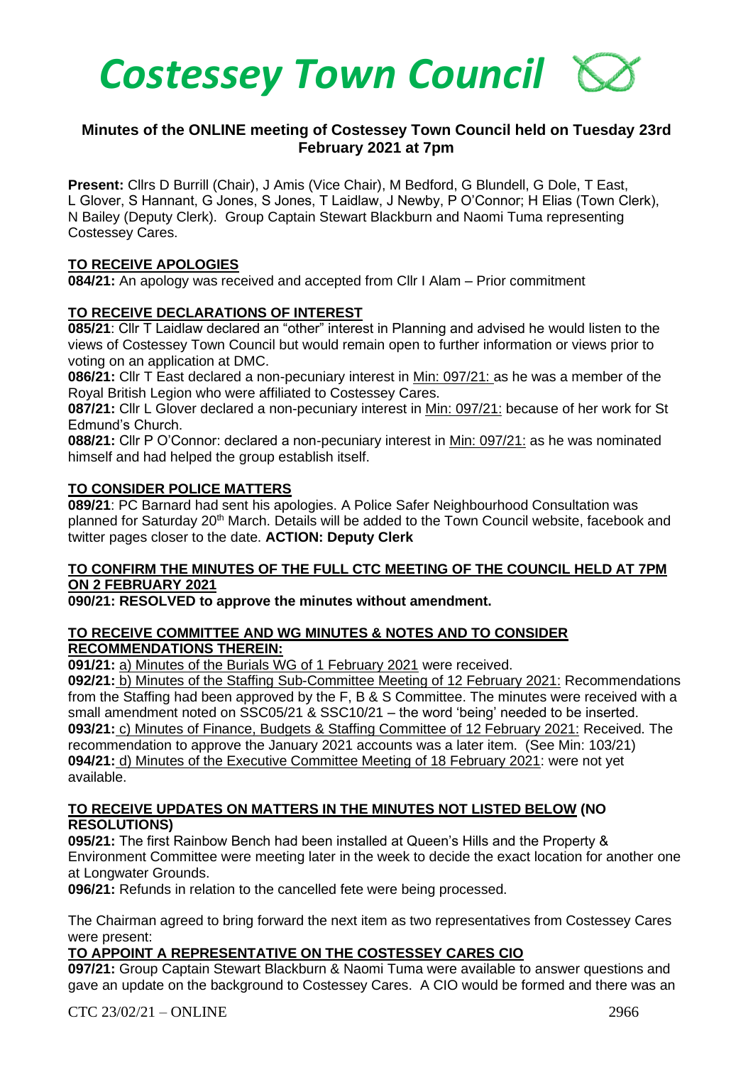# *Costessey Town Council*

## Minutes of the ONLINE meeting of Costessey Town Council held on Tuesday 23rd February 2021 at 7pm

**Present:** Cllrs D Burrill (Chair), J Amis (Vice Chair), M Bedford, G Blundell, G Dole, T East, L Glover, S Hannant, G Jones, S Jones, T Laidlaw, J Newby, P O'Connor; H Elias (Town Clerk), N Bailey (Deputy Clerk). Group Captain Stewart Blackburn and Naomi Tuma representing Costessey Cares.

### TO RECEIVE APOLOGIES

**084/21:** An apology was received and accepted from Cllr I Alam – Prior commitment

### TO RECEIVE DECLARATIONS OF INTEREST

**085/21**: Cllr T Laidlaw declared an "other" interest in Planning and advised he would listen to the views of Costessey Town Council but would remain open to further information or views prior to voting on an application at DMC.

**086/21:** Cllr T East declared a non-pecuniary interest in Min: 097/21: as he was a member of the Royal British Legion who were affiliated to Costessey Cares.

**087/21:** Cllr L Glover declared a non-pecuniary interest in Min: 097/21: because of her work for St Edmund's Church.

**088/21:** Cllr P O'Connor: declared a non-pecuniary interest in Min: 097/21: as he was nominated himself and had helped the group establish itself.

### TO CONSIDER POLICE MATTERS

**089/21**: PC Barnard had sent his apologies. A Police Safer Neighbourhood Consultation was planned for Saturday 20th March. Details will be added to the Town Council website, facebook and twitter pages closer to the date. **ACTION: Deputy Clerk**

### TO CONFIRM THE MINUTES OF THE FULL CTC MEETING OF THE COUNCIL HELD AT 7PM ON 2 FEBRUARY 2021

**090/21: RESOLVED to approve the minutes without amendment.**

### TO RECEIVE COMMITTEE AND WG MINUTES & NOTES AND TO CONSIDER RECOMMENDATIONS THEREIN:

**091/21:** a) Minutes of the Burials WG of 1 February 2021 were received.

**092/21:** b) Minutes of the Staffing Sub-Committee Meeting of 12 February 2021: Recommendations from the Staffing had been approved by the F, B & S Committee. The minutes were received with a small amendment noted on SSC05/21 & SSC10/21 – the word 'being' needed to be inserted.

**093/21:** c) Minutes of Finance, Budgets & Staffing Committee of 12 February 2021: Received. The recommendation to approve the January 2021 accounts was a later item. (See Min: 103/21)

**094/21:** d) Minutes of the Executive Committee Meeting of 18 February 2021: were not yet available.

### TO RECEIVE UPDATES ON MATTERS IN THE MINUTES NOT LISTED BELOW (NO RESOLUTIONS)

**095/21:** The first Rainbow Bench had been installed at Queen's Hills and the Property & Environment Committee were meeting later in the week to decide the exact location for another one at Longwater Grounds.

**096/21:** Refunds in relation to the cancelled fete were being processed.

The Chairman agreed to bring forward the next item as two representatives from Costessey Cares were present:

### TO APPOINT A REPRESENTATIVE ON THE COSTESSEY CARES CIO

**097/21:** Group Captain Stewart Blackburn & Naomi Tuma were available to answer questions and gave an update on the background to Costessey Cares. A CIO would be formed and there was an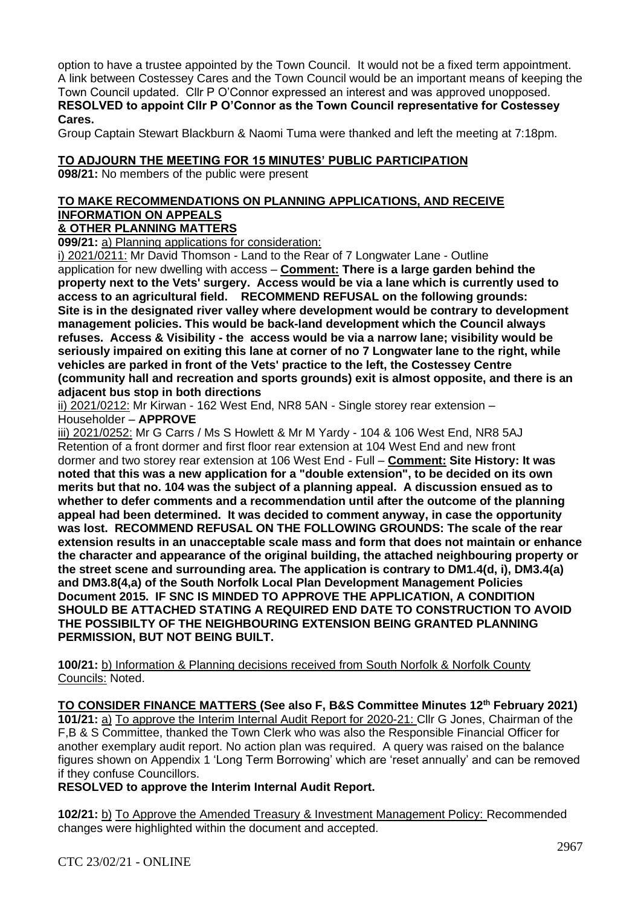option to have a trustee appointed by the Town Council. It would not be a fixed term appointment. A link between Costessey Cares and the Town Council would be an important means of keeping the Town Council updated. Cllr P O'Connor expressed an interest and was approved unopposed.
**RESOLVED to appoint Cllr P O'Connor as the Town Council representative for Costessey Cares.**

Group Captain Stewart Blackburn & Naomi Tuma were thanked and left the meeting at 7:18pm.

**TO ADJOURN THE MEETING FOR 15 MINUTES' PUBLIC PARTICIPATION**

**098/21:** No members of the public were present

**TO MAKE RECOMMENDATIONS ON PLANNING APPLICATIONS, AND RECEIVE INFORMATION ON APPEALS & OTHER PLANNING MATTERS**

**099/21:** a) Planning applications for consideration:

i) 2021/0211: Mr David Thomson - Land to the Rear of 7 Longwater Lane - Outline application for new dwelling with access – **Comment: There is a large garden behind the property next to the Vets' surgery. Access would be via a lane which is currently used to access to an agricultural field. RECOMMEND REFUSAL on the following grounds: Site is in the designated river valley where development would be contrary to development management policies. This would be back-land development which the Council always refuses. Access & Visibility - the access would be via a narrow lane; visibility would be seriously impaired on exiting this lane at corner of no 7 Longwater lane to the right, while vehicles are parked in front of the Vets' practice to the left, the Costessey Centre (community hall and recreation and sports grounds) exit is almost opposite, and there is an adjacent bus stop in both directions**

ii) 2021/0212: Mr Kirwan - 162 West End, NR8 5AN - Single storey rear extension – Householder – **APPROVE**

iii) 2021/0252: Mr G Carrs / Ms S Howlett & Mr M Yardy - 104 & 106 West End, NR8 5AJ Retention of a front dormer and first floor rear extension at 104 West End and new front dormer and two storey rear extension at 106 West End - Full – **Comment: Site History: It was noted that this was a new application for a "double extension", to be decided on its own merits but that no. 104 was the subject of a planning appeal. A discussion ensued as to whether to defer comments and a recommendation until after the outcome of the planning appeal had been determined. It was decided to comment anyway, in case the opportunity was lost. RECOMMEND REFUSAL ON THE FOLLOWING GROUNDS: The scale of the rear extension results in an unacceptable scale mass and form that does not maintain or enhance the character and appearance of the original building, the attached neighbouring property or the street scene and surrounding area. The application is contrary to DM1.4(d, i), DM3.4(a) and DM3.8(4,a) of the South Norfolk Local Plan Development Management Policies Document 2015. IF SNC IS MINDED TO APPROVE THE APPLICATION, A CONDITION SHOULD BE ATTACHED STATING A REQUIRED END DATE TO CONSTRUCTION TO AVOID THE POSSIBILTY OF THE NEIGHBOURING EXTENSION BEING GRANTED PLANNING PERMISSION, BUT NOT BEING BUILT.**

**100/21:** b) Information & Planning decisions received from South Norfolk & Norfolk County Councils: Noted.

**TO CONSIDER FINANCE MATTERS (See also F, B&S Committee Minutes 12th February 2021)**

**101/21:** a) To approve the Interim Internal Audit Report for 2020-21: Cllr G Jones, Chairman of the F,B & S Committee, thanked the Town Clerk who was also the Responsible Financial Officer for another exemplary audit report. No action plan was required. A query was raised on the balance figures shown on Appendix 1 'Long Term Borrowing' which are 'reset annually' and can be removed if they confuse Councillors.
**RESOLVED to approve the Interim Internal Audit Report.**

**102/21:** b) To Approve the Amended Treasury & Investment Management Policy: Recommended changes were highlighted within the document and accepted.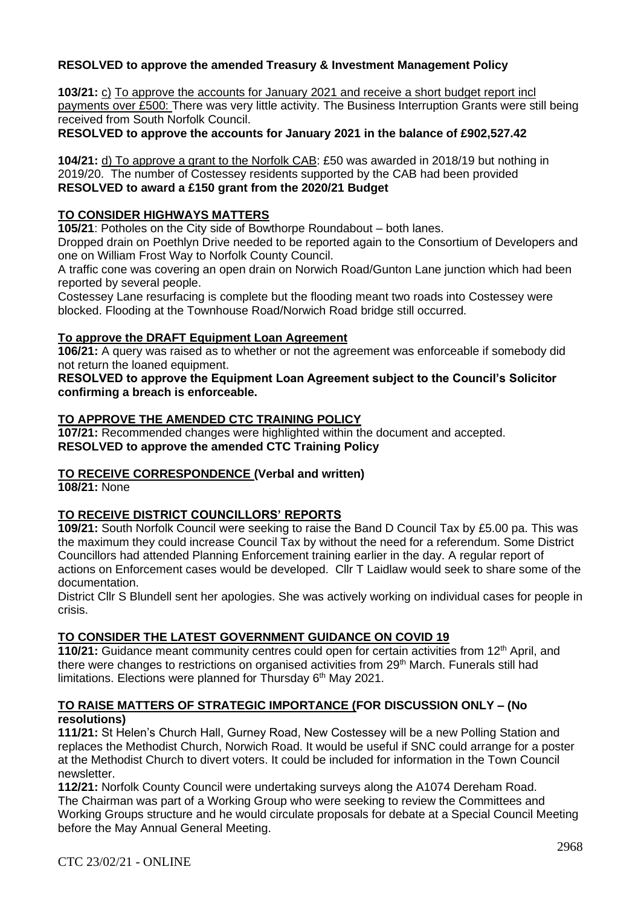**RESOLVED to approve the amended Treasury & Investment Management Policy**

**103/21:** c) To approve the accounts for January 2021 and receive a short budget report incl payments over £500: There was very little activity. The Business Interruption Grants were still being received from South Norfolk Council.

**RESOLVED to approve the accounts for January 2021 in the balance of £902,527.42**

**104/21:** d) To approve a grant to the Norfolk CAB: £50 was awarded in 2018/19 but nothing in 2019/20. The number of Costessey residents supported by the CAB had been provided

**RESOLVED to award a £150 grant from the 2020/21 Budget**

## TO CONSIDER HIGHWAYS MATTERS

**105/21**: Potholes on the City side of Bowthorpe Roundabout – both lanes.

Dropped drain on Poethlyn Drive needed to be reported again to the Consortium of Developers and one on William Frost Way to Norfolk County Council.

A traffic cone was covering an open drain on Norwich Road/Gunton Lane junction which had been reported by several people.

Costessey Lane resurfacing is complete but the flooding meant two roads into Costessey were blocked. Flooding at the Townhouse Road/Norwich Road bridge still occurred.

## To approve the DRAFT Equipment Loan Agreement

**106/21:** A query was raised as to whether or not the agreement was enforceable if somebody did not return the loaned equipment.

**RESOLVED to approve the Equipment Loan Agreement subject to the Council's Solicitor confirming a breach is enforceable.**

## TO APPROVE THE AMENDED CTC TRAINING POLICY

**107/21:** Recommended changes were highlighted within the document and accepted.

**RESOLVED to approve the amended CTC Training Policy**

## TO RECEIVE CORRESPONDENCE (Verbal and written)

**108/21:** None

## TO RECEIVE DISTRICT COUNCILLORS' REPORTS

**109/21:** South Norfolk Council were seeking to raise the Band D Council Tax by £5.00 pa. This was the maximum they could increase Council Tax by without the need for a referendum. Some District Councillors had attended Planning Enforcement training earlier in the day. A regular report of actions on Enforcement cases would be developed. Cllr T Laidlaw would seek to share some of the documentation.

District Cllr S Blundell sent her apologies. She was actively working on individual cases for people in crisis.

## TO CONSIDER THE LATEST GOVERNMENT GUIDANCE ON COVID 19

**110/21:** Guidance meant community centres could open for certain activities from 12th April, and there were changes to restrictions on organised activities from 29th March. Funerals still had limitations. Elections were planned for Thursday 6th May 2021.

## TO RAISE MATTERS OF STRATEGIC IMPORTANCE (FOR DISCUSSION ONLY – (No resolutions)

**111/21:** St Helen's Church Hall, Gurney Road, New Costessey will be a new Polling Station and replaces the Methodist Church, Norwich Road. It would be useful if SNC could arrange for a poster at the Methodist Church to divert voters. It could be included for information in the Town Council newsletter.

**112/21:** Norfolk County Council were undertaking surveys along the A1074 Dereham Road.

The Chairman was part of a Working Group who were seeking to review the Committees and Working Groups structure and he would circulate proposals for debate at a Special Council Meeting before the May Annual General Meeting.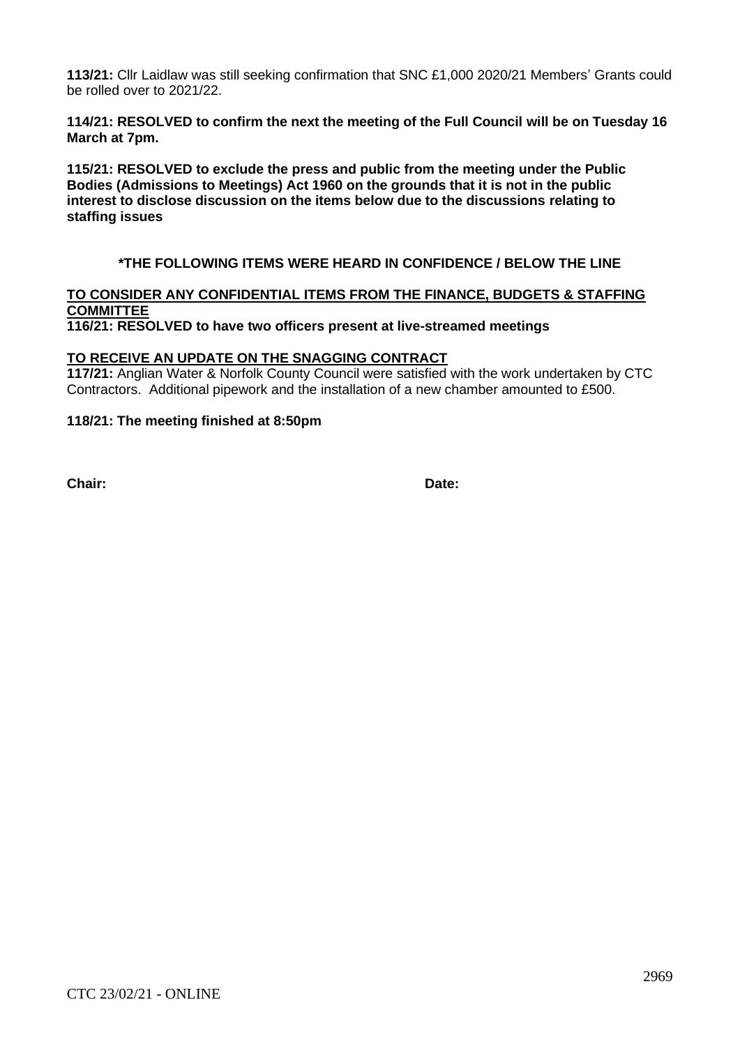**113/21:** Cllr Laidlaw was still seeking confirmation that SNC £1,000 2020/21 Members' Grants could be rolled over to 2021/22.

**114/21: RESOLVED to confirm the next the meeting of the Full Council will be on Tuesday 16 March at 7pm.**

**115/21: RESOLVED to exclude the press and public from the meeting under the Public Bodies (Admissions to Meetings) Act 1960 on the grounds that it is not in the public interest to disclose discussion on the items below due to the discussions relating to staffing issues**

**\*THE FOLLOWING ITEMS WERE HEARD IN CONFIDENCE / BELOW THE LINE**

**TO CONSIDER ANY CONFIDENTIAL ITEMS FROM THE FINANCE, BUDGETS & STAFFING COMMITTEE**

**116/21: RESOLVED to have two officers present at live-streamed meetings**

**TO RECEIVE AN UPDATE ON THE SNAGGING CONTRACT**

**117/21:** Anglian Water & Norfolk County Council were satisfied with the work undertaken by CTC Contractors. Additional pipework and the installation of a new chamber amounted to £500.

**118/21: The meeting finished at 8:50pm**

**Chair:** **Date:**

CTC 23/02/21 - ONLINE